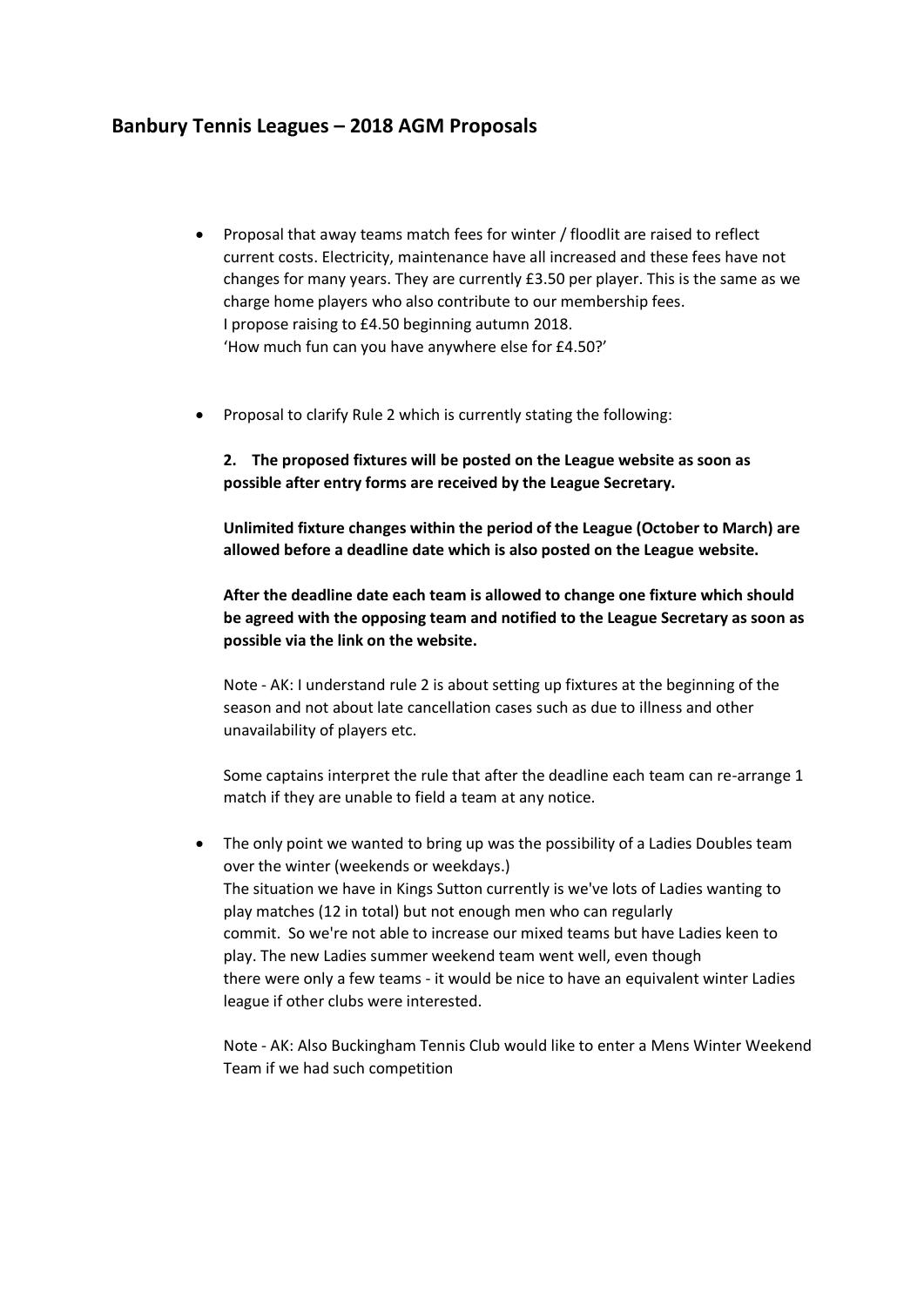## Banbury Tennis Leagues – 2018 AGM Proposals

- Proposal that away teams match fees for winter / floodlit are raised to reflect current costs. Electricity, maintenance have all increased and these fees have not changes for many years. They are currently £3.50 per player. This is the same as we charge home players who also contribute to our membership fees.  
  I propose raising to £4.50 beginning autumn 2018.  
  'How much fun can you have anywhere else for £4.50?'

- Proposal to clarify Rule 2 which is currently stating the following:

  **2. The proposed fixtures will be posted on the League website as soon as possible after entry forms are received by the League Secretary.**

  **Unlimited fixture changes within the period of the League (October to March) are allowed before a deadline date which is also posted on the League website.**

  **After the deadline date each team is allowed to change one fixture which should be agreed with the opposing team and notified to the League Secretary as soon as possible via the link on the website.**

  Note - AK: I understand rule 2 is about setting up fixtures at the beginning of the season and not about late cancellation cases such as due to illness and other unavailability of players etc.

  Some captains interpret the rule that after the deadline each team can re-arrange 1 match if they are unable to field a team at any notice.

- The only point we wanted to bring up was the possibility of a Ladies Doubles team over the winter (weekends or weekdays.)  
  The situation we have in Kings Sutton currently is we've lots of Ladies wanting to play matches (12 in total) but not enough men who can regularly commit. So we're not able to increase our mixed teams but have Ladies keen to play. The new Ladies summer weekend team went well, even though there were only a few teams - it would be nice to have an equivalent winter Ladies league if other clubs were interested.

  Note - AK: Also Buckingham Tennis Club would like to enter a Mens Winter Weekend Team if we had such competition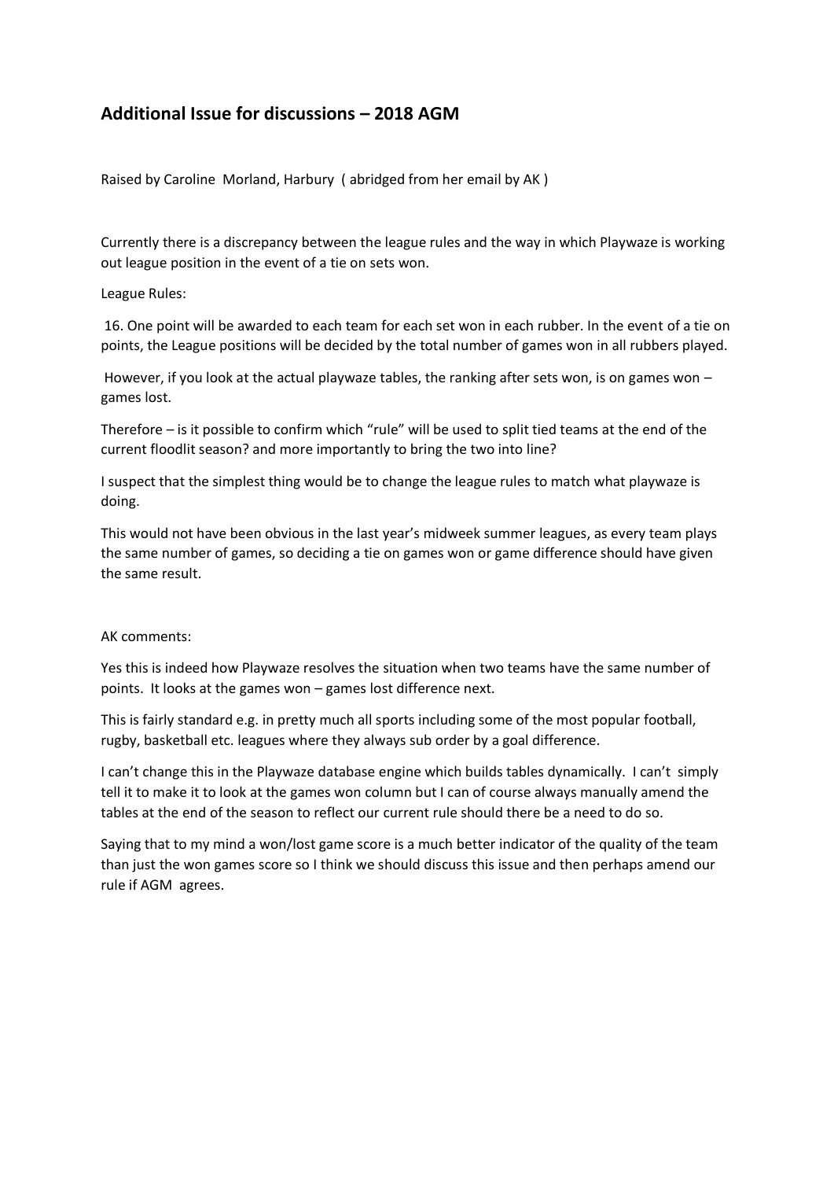## Additional Issue for discussions – 2018 AGM

Raised by Caroline Morland, Harbury ( abridged from her email by AK )

Currently there is a discrepancy between the league rules and the way in which Playwaze is working out league position in the event of a tie on sets won.

League Rules:

16. One point will be awarded to each team for each set won in each rubber. In the event of a tie on points, the League positions will be decided by the total number of games won in all rubbers played.

However, if you look at the actual playwaze tables, the ranking after sets won, is on games won – games lost.

Therefore – is it possible to confirm which "rule" will be used to split tied teams at the end of the current floodlit season? and more importantly to bring the two into line?

I suspect that the simplest thing would be to change the league rules to match what playwaze is doing.

This would not have been obvious in the last year's midweek summer leagues, as every team plays the same number of games, so deciding a tie on games won or game difference should have given the same result.

AK comments:

Yes this is indeed how Playwaze resolves the situation when two teams have the same number of points. It looks at the games won – games lost difference next.

This is fairly standard e.g. in pretty much all sports including some of the most popular football, rugby, basketball etc. leagues where they always sub order by a goal difference.

I can't change this in the Playwaze database engine which builds tables dynamically. I can't simply tell it to make it to look at the games won column but I can of course always manually amend the tables at the end of the season to reflect our current rule should there be a need to do so.

Saying that to my mind a won/lost game score is a much better indicator of the quality of the team than just the won games score so I think we should discuss this issue and then perhaps amend our rule if AGM agrees.